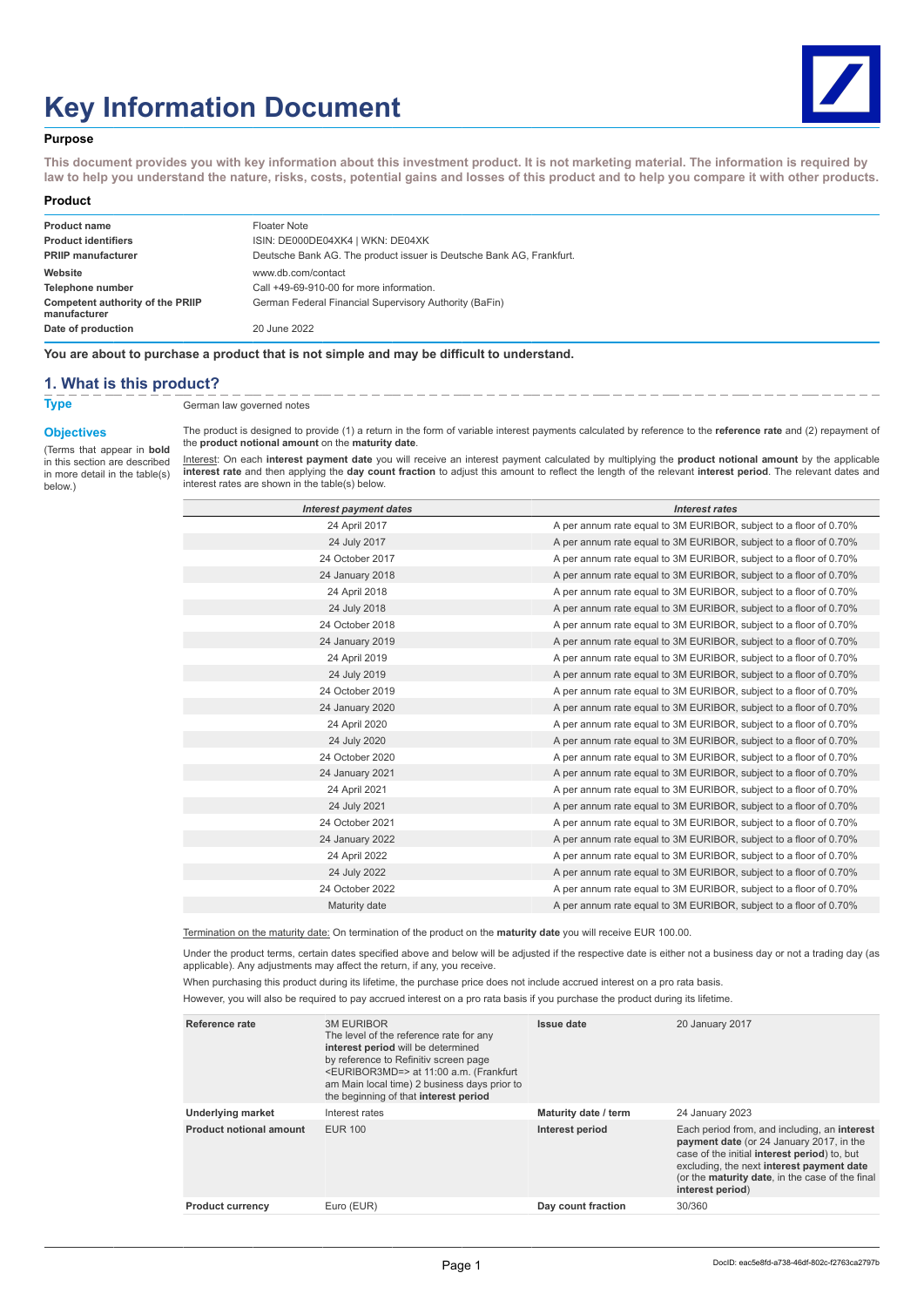# Key Information Document

## Purpose

**This document provides you with key information about this investment product. It is not marketing material. The information is required by law to help you understand the nature, risks, costs, potential gains and losses of this product and to help you compare it with other products.**

## Product

| | |
|---|---|
| **Product name** | Floater Note |
| **Product identifiers** | ISIN: DE000DE04XK4 \| WKN: DE04XK |
| **PRIIP manufacturer** | Deutsche Bank AG. The product issuer is Deutsche Bank AG, Frankfurt. |
| **Website** | www.db.com/contact |
| **Telephone number** | Call +49-69-910-00 for more information. |
| **Competent authority of the PRIIP manufacturer** | German Federal Financial Supervisory Authority (BaFin) |
| **Date of production** | 20 June 2022 |

**You are about to purchase a product that is not simple and may be difficult to understand.**

## 1. What is this product?

**Type**

German law governed notes

**Objectives**

(Terms that appear in **bold** in this section are described in more detail in the table(s) below.)

The product is designed to provide (1) a return in the form of variable interest payments calculated by reference to the **reference rate** and (2) repayment of the **product notional amount** on the **maturity date**.

Interest: On each **interest payment date** you will receive an interest payment calculated by multiplying the **product notional amount** by the applicable **interest rate** and then applying the **day count fraction** to adjust this amount to reflect the length of the relevant **interest period**. The relevant dates and interest rates are shown in the table(s) below.

| *Interest payment dates* | *Interest rates* |
|---|---|
| 24 April 2017 | A per annum rate equal to 3M EURIBOR, subject to a floor of 0.70% |
| 24 July 2017 | A per annum rate equal to 3M EURIBOR, subject to a floor of 0.70% |
| 24 October 2017 | A per annum rate equal to 3M EURIBOR, subject to a floor of 0.70% |
| 24 January 2018 | A per annum rate equal to 3M EURIBOR, subject to a floor of 0.70% |
| 24 April 2018 | A per annum rate equal to 3M EURIBOR, subject to a floor of 0.70% |
| 24 July 2018 | A per annum rate equal to 3M EURIBOR, subject to a floor of 0.70% |
| 24 October 2018 | A per annum rate equal to 3M EURIBOR, subject to a floor of 0.70% |
| 24 January 2019 | A per annum rate equal to 3M EURIBOR, subject to a floor of 0.70% |
| 24 April 2019 | A per annum rate equal to 3M EURIBOR, subject to a floor of 0.70% |
| 24 July 2019 | A per annum rate equal to 3M EURIBOR, subject to a floor of 0.70% |
| 24 October 2019 | A per annum rate equal to 3M EURIBOR, subject to a floor of 0.70% |
| 24 January 2020 | A per annum rate equal to 3M EURIBOR, subject to a floor of 0.70% |
| 24 April 2020 | A per annum rate equal to 3M EURIBOR, subject to a floor of 0.70% |
| 24 July 2020 | A per annum rate equal to 3M EURIBOR, subject to a floor of 0.70% |
| 24 October 2020 | A per annum rate equal to 3M EURIBOR, subject to a floor of 0.70% |
| 24 January 2021 | A per annum rate equal to 3M EURIBOR, subject to a floor of 0.70% |
| 24 April 2021 | A per annum rate equal to 3M EURIBOR, subject to a floor of 0.70% |
| 24 July 2021 | A per annum rate equal to 3M EURIBOR, subject to a floor of 0.70% |
| 24 October 2021 | A per annum rate equal to 3M EURIBOR, subject to a floor of 0.70% |
| 24 January 2022 | A per annum rate equal to 3M EURIBOR, subject to a floor of 0.70% |
| 24 April 2022 | A per annum rate equal to 3M EURIBOR, subject to a floor of 0.70% |
| 24 July 2022 | A per annum rate equal to 3M EURIBOR, subject to a floor of 0.70% |
| 24 October 2022 | A per annum rate equal to 3M EURIBOR, subject to a floor of 0.70% |
| Maturity date | A per annum rate equal to 3M EURIBOR, subject to a floor of 0.70% |

Termination on the maturity date: On termination of the product on the **maturity date** you will receive EUR 100.00.

Under the product terms, certain dates specified above and below will be adjusted if the respective date is either not a business day or not a trading day (as applicable). Any adjustments may affect the return, if any, you receive.

When purchasing this product during its lifetime, the purchase price does not include accrued interest on a pro rata basis.

However, you will also be required to pay accrued interest on a pro rata basis if you purchase the product during its lifetime.

| | | | |
|---|---|---|---|
| **Reference rate** | 3M EURIBOR The level of the reference rate for any **interest period** will be determined by reference to Refinitiv screen page <EURIBOR3MD=> at 11:00 a.m. (Frankfurt am Main local time) 2 business days prior to the beginning of that **interest period** | **Issue date** | 20 January 2017 |
| **Underlying market** | Interest rates | **Maturity date / term** | 24 January 2023 |
| **Product notional amount** | EUR 100 | **Interest period** | Each period from, and including, an **interest payment date** (or 24 January 2017, in the case of the initial **interest period**) to, but excluding, the next **interest payment date** (or the **maturity date**, in the case of the final **interest period**) |
| **Product currency** | Euro (EUR) | **Day count fraction** | 30/360 |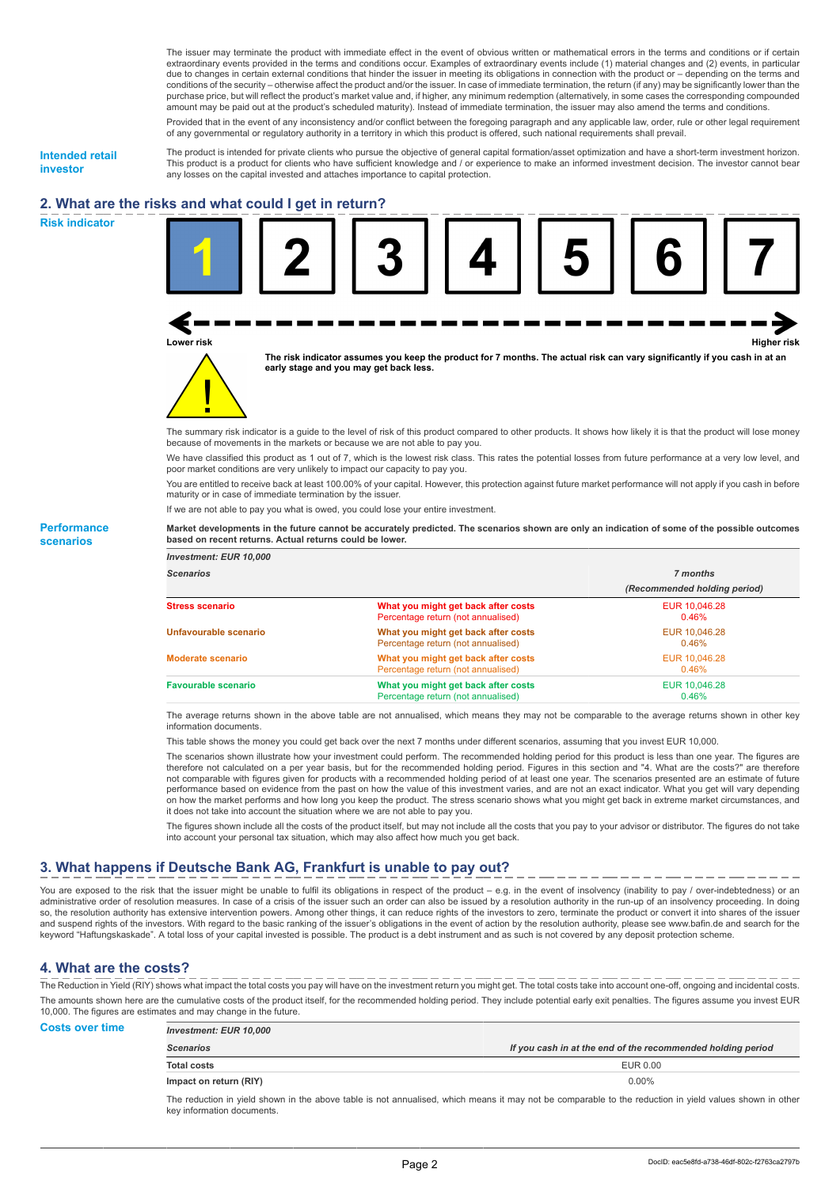The issuer may terminate the product with immediate effect in the event of obvious written or mathematical errors in the terms and conditions or if certain extraordinary events provided in the terms and conditions occur. Examples of extraordinary events include (1) material changes and (2) events, in particular due to changes in certain external conditions that hinder the issuer in meeting its obligations in connection with the product or – depending on the terms and conditions of the security – otherwise affect the product and/or the issuer. In case of immediate termination, the return (if any) may be significantly lower than the purchase price, but will reflect the product's market value and, if higher, any minimum redemption (alternatively, in some cases the corresponding compounded amount may be paid out at the product's scheduled maturity). Instead of immediate termination, the issuer may also amend the terms and conditions.

Provided that in the event of any inconsistency and/or conflict between the foregoing paragraph and any applicable law, order, rule or other legal requirement of any governmental or regulatory authority in a territory in which this product is offered, such national requirements shall prevail.

**Intended retail investor**

The product is intended for private clients who pursue the objective of general capital formation/asset optimization and have a short-term investment horizon. This product is a product for clients who have sufficient knowledge and / or experience to make an informed investment decision. The investor cannot bear any losses on the capital invested and attaches importance to capital protection.

## 2. What are the risks and what could I get in return?

**Risk indicator**

| **1** | 2 | 3 | 4 | 5 | 6 | 7 |
|---|---|---|---|---|---|---|

Lower risk ← → Higher risk

**The risk indicator assumes you keep the product for 7 months. The actual risk can vary significantly if you cash in at an early stage and you may get back less.**

The summary risk indicator is a guide to the level of risk of this product compared to other products. It shows how likely it is that the product will lose money because of movements in the markets or because we are not able to pay you.

We have classified this product as 1 out of 7, which is the lowest risk class. This rates the potential losses from future performance at a very low level, and poor market conditions are very unlikely to impact our capacity to pay you.

You are entitled to receive back at least 100.00% of your capital. However, this protection against future market performance will not apply if you cash in before maturity or in case of immediate termination by the issuer.

If we are not able to pay you what is owed, you could lose your entire investment.

**Performance scenarios**

**Market developments in the future cannot be accurately predicted. The scenarios shown are only an indication of some of the possible outcomes based on recent returns. Actual returns could be lower.**

| *Investment: EUR 10,000* | | |
|---|---|---|
| *Scenarios* | | *7 months* *(Recommended holding period)* |
| **Stress scenario** | What you might get back after costs<br>Percentage return (not annualised) | EUR 10,046.28<br>0.46% |
| **Unfavourable scenario** | What you might get back after costs<br>Percentage return (not annualised) | EUR 10,046.28<br>0.46% |
| **Moderate scenario** | What you might get back after costs<br>Percentage return (not annualised) | EUR 10,046.28<br>0.46% |
| **Favourable scenario** | What you might get back after costs<br>Percentage return (not annualised) | EUR 10,046.28<br>0.46% |

The average returns shown in the above table are not annualised, which means they may not be comparable to the average returns shown in other key information documents.

This table shows the money you could get back over the next 7 months under different scenarios, assuming that you invest EUR 10,000.

The scenarios shown illustrate how your investment could perform. The recommended holding period for this product is less than one year. The figures are therefore not calculated on a per year basis, but for the recommended holding period. Figures in this section and "4. What are the costs?" are therefore not comparable with figures given for products with a recommended holding period of at least one year. The scenarios presented are an estimate of future performance based on evidence from the past on how the value of this investment varies, and are not an exact indicator. What you get will vary depending on how the market performs and how long you keep the product. The stress scenario shows what you might get back in extreme market circumstances, and it does not take into account the situation where we are not able to pay you.

The figures shown include all the costs of the product itself, but may not include all the costs that you pay to your advisor or distributor. The figures do not take into account your personal tax situation, which may also affect how much you get back.

## 3. What happens if Deutsche Bank AG, Frankfurt is unable to pay out?

You are exposed to the risk that the issuer might be unable to fulfil its obligations in respect of the product – e.g. in the event of insolvency (inability to pay / over-indebtedness) or an administrative order of resolution measures. In case of a crisis of the issuer such an order can also be issued by a resolution authority in the run-up of an insolvency proceeding. In doing so, the resolution authority has extensive intervention powers. Among other things, it can reduce rights of the investors to zero, terminate the product or convert it into shares of the issuer and suspend rights of the investors. With regard to the basic ranking of the issuer's obligations in the event of action by the resolution authority, please see www.bafin.de and search for the keyword "Haftungskaskade". A total loss of your capital invested is possible. The product is a debt instrument and as such is not covered by any deposit protection scheme.

## 4. What are the costs?

The Reduction in Yield (RIY) shows what impact the total costs you pay will have on the investment return you might get. The total costs take into account one-off, ongoing and incidental costs.

The amounts shown here are the cumulative costs of the product itself, for the recommended holding period. They include potential early exit penalties. The figures assume you invest EUR 10,000. The figures are estimates and may change in the future.

**Costs over time**

| *Investment: EUR 10,000* | |
|---|---|
| *Scenarios* | *If you cash in at the end of the recommended holding period* |
| **Total costs** | EUR 0.00 |
| **Impact on return (RIY)** | 0.00% |

The reduction in yield shown in the above table is not annualised, which means it may not be comparable to the reduction in yield values shown in other key information documents.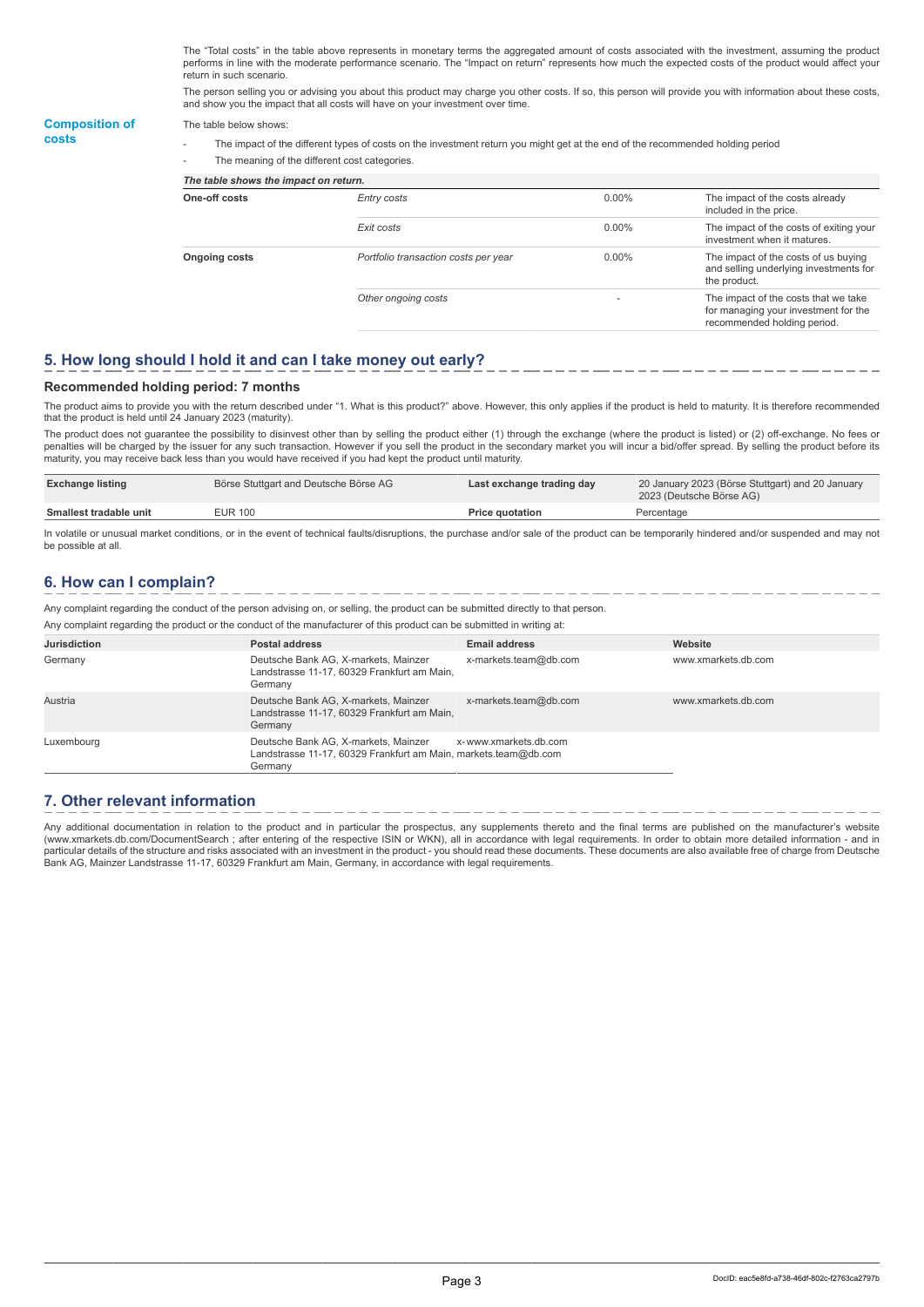The "Total costs" in the table above represents in monetary terms the aggregated amount of costs associated with the investment, assuming the product performs in line with the moderate performance scenario. The "Impact on return" represents how much the expected costs of the product would affect your return in such scenario.

The person selling you or advising you about this product may charge you other costs. If so, this person will provide you with information about these costs, and show you the impact that all costs will have on your investment over time.

**Composition of costs**

The table below shows:

- The impact of the different types of costs on the investment return you might get at the end of the recommended holding period
- The meaning of the different cost categories.

*The table shows the impact on return.*

| | | | |
|---|---|---|---|
| **One-off costs** | *Entry costs* | 0.00% | The impact of the costs already included in the price. |
| | *Exit costs* | 0.00% | The impact of the costs of exiting your investment when it matures. |
| **Ongoing costs** | *Portfolio transaction costs per year* | 0.00% | The impact of the costs of us buying and selling underlying investments for the product. |
| | *Other ongoing costs* | - | The impact of the costs that we take for managing your investment for the recommended holding period. |

## 5. How long should I hold it and can I take money out early?

### Recommended holding period: 7 months

The product aims to provide you with the return described under "1. What is this product?" above. However, this only applies if the product is held to maturity. It is therefore recommended that the product is held until 24 January 2023 (maturity).

The product does not guarantee the possibility to disinvest other than by selling the product either (1) through the exchange (where the product is listed) or (2) off-exchange. No fees or penalties will be charged by the issuer for any such transaction. However if you sell the product in the secondary market you will incur a bid/offer spread. By selling the product before its maturity, you may receive back less than you would have received if you had kept the product until maturity.

| | | | |
|---|---|---|---|
| **Exchange listing** | Börse Stuttgart and Deutsche Börse AG | **Last exchange trading day** | 20 January 2023 (Börse Stuttgart) and 20 January 2023 (Deutsche Börse AG) |
| **Smallest tradable unit** | EUR 100 | **Price quotation** | Percentage |

In volatile or unusual market conditions, or in the event of technical faults/disruptions, the purchase and/or sale of the product can be temporarily hindered and/or suspended and may not be possible at all.

## 6. How can I complain?

Any complaint regarding the conduct of the person advising on, or selling, the product can be submitted directly to that person.

Any complaint regarding the product or the conduct of the manufacturer of this product can be submitted in writing at:

| Jurisdiction | Postal address | Email address | Website |
|---|---|---|---|
| Germany | Deutsche Bank AG, X-markets, Mainzer Landstrasse 11-17, 60329 Frankfurt am Main, Germany | x-markets.team@db.com | www.xmarkets.db.com |
| Austria | Deutsche Bank AG, X-markets, Mainzer Landstrasse 11-17, 60329 Frankfurt am Main, Germany | x-markets.team@db.com | www.xmarkets.db.com |
| Luxembourg | Deutsche Bank AG, X-markets, Mainzer Landstrasse 11-17, 60329 Frankfurt am Main, Germany | x-markets.team@db.com | www.xmarkets.db.com |

## 7. Other relevant information

Any additional documentation in relation to the product and in particular the prospectus, any supplements thereto and the final terms are published on the manufacturer's website (www.xmarkets.db.com/DocumentSearch ; after entering of the respective ISIN or WKN), all in accordance with legal requirements. In order to obtain more detailed information - and in particular details of the structure and risks associated with an investment in the product - you should read these documents. These documents are also available free of charge from Deutsche Bank AG, Mainzer Landstrasse 11-17, 60329 Frankfurt am Main, Germany, in accordance with legal requirements.